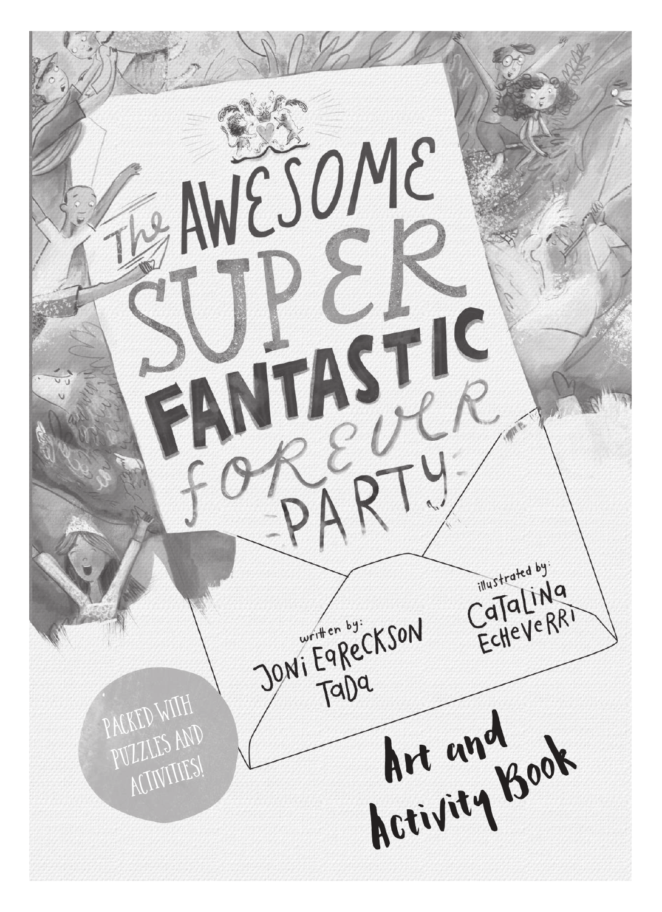# The Awesome Super Fantastic Forever Party

written by: Joni Eareckson Tada

illustrated by: Catalina Echeverri

Packed with puzzles and activities!

Art and Activity Book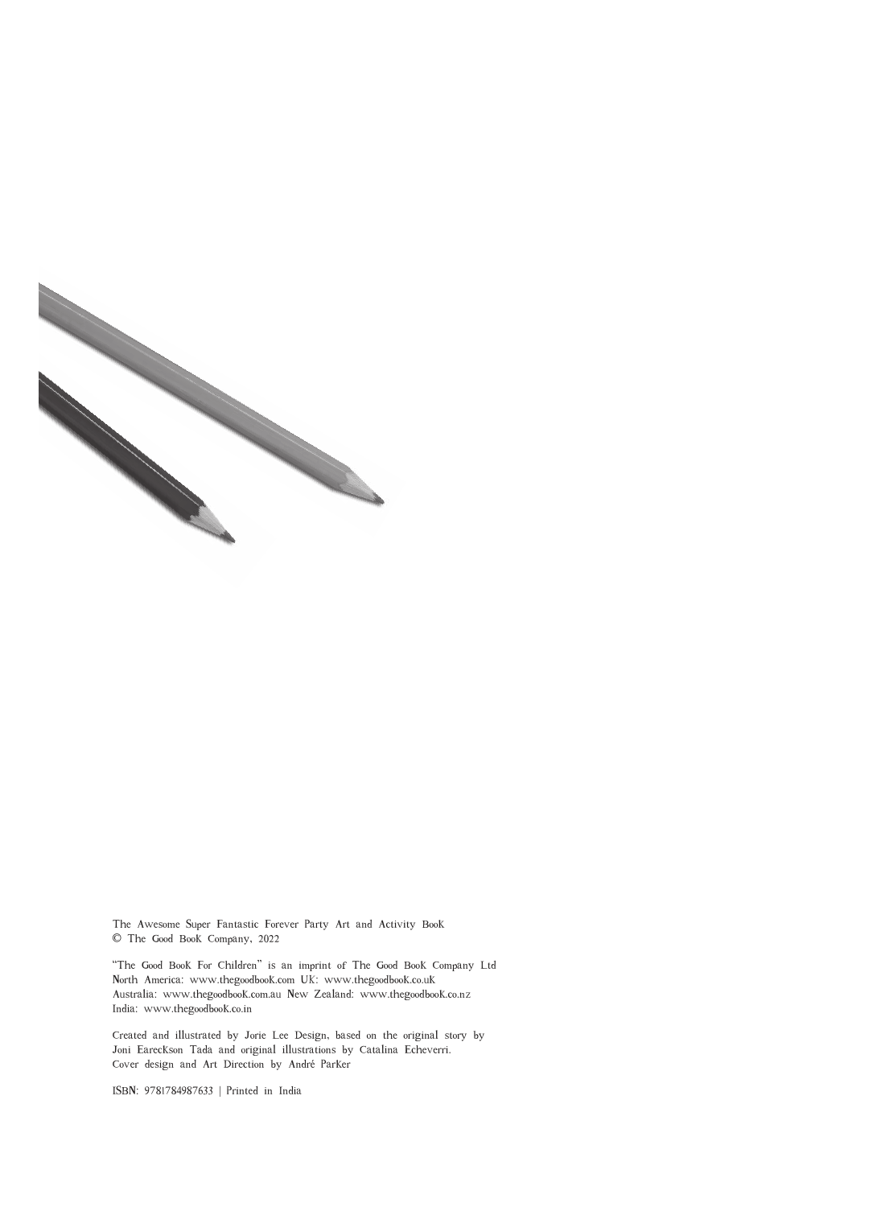The Awesome Super Fantastic Forever Party Art and Activity Book
© The Good Book Company, 2022

"The Good Book For Children" is an imprint of The Good Book Company Ltd
North America: www.thegoodbook.com UK: www.thegoodbook.co.uk
Australia: www.thegoodbook.com.au New Zealand: www.thegoodbook.co.nz
India: www.thegoodbook.co.in

Created and illustrated by Jorie Lee Design, based on the original story by
Joni Eareckson Tada and original illustrations by Catalina Echeverri.
Cover design and Art Direction by André Parker

ISBN: 9781784987633 | Printed in India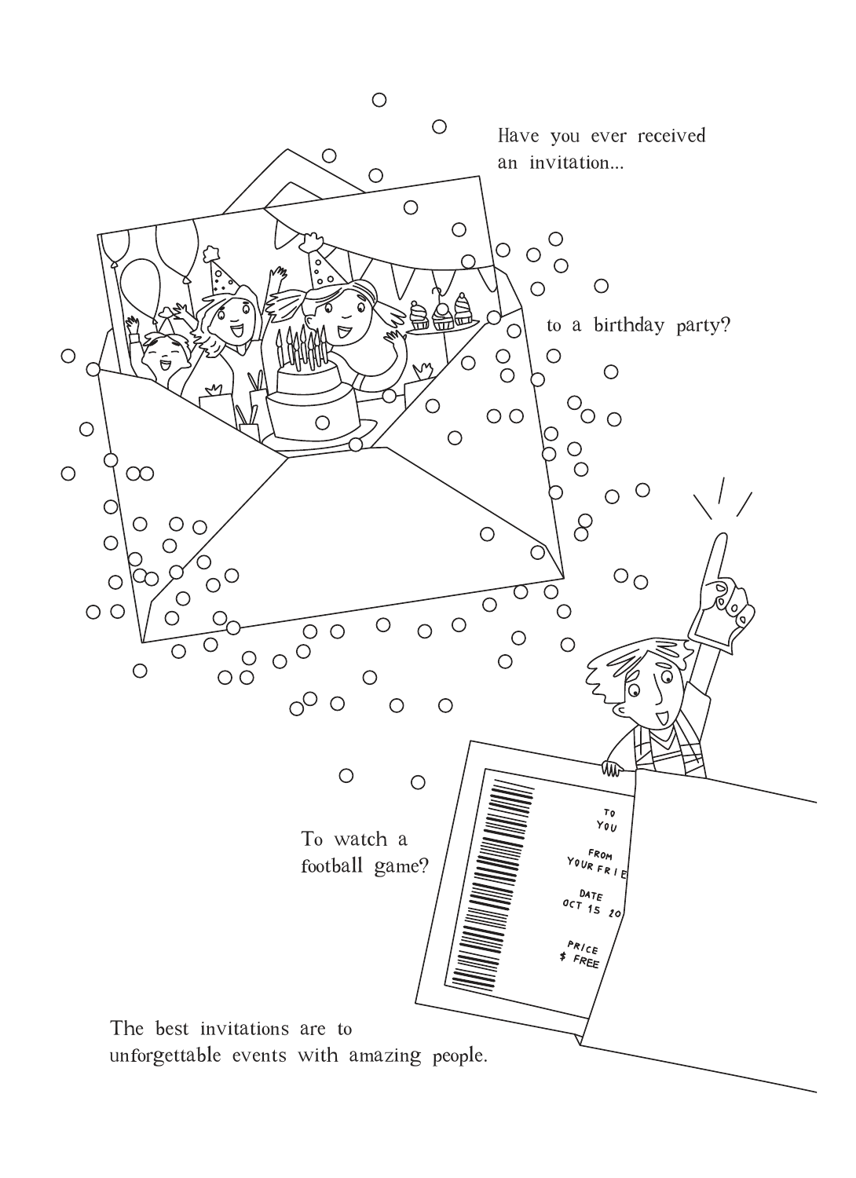Have you ever received an invitation...

to a birthday party?

To watch a football game?

The best invitations are to unforgettable events with amazing people.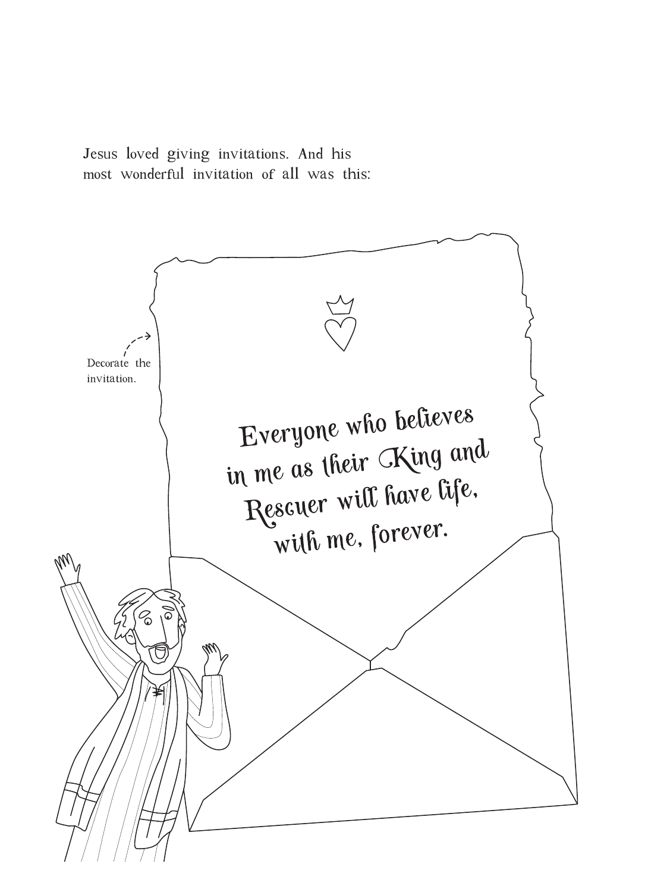Jesus loved giving invitations. And his most wonderful invitation of all was this:

Decorate the invitation.

Everyone who believes in me as their King and Rescuer will have life, with me, forever.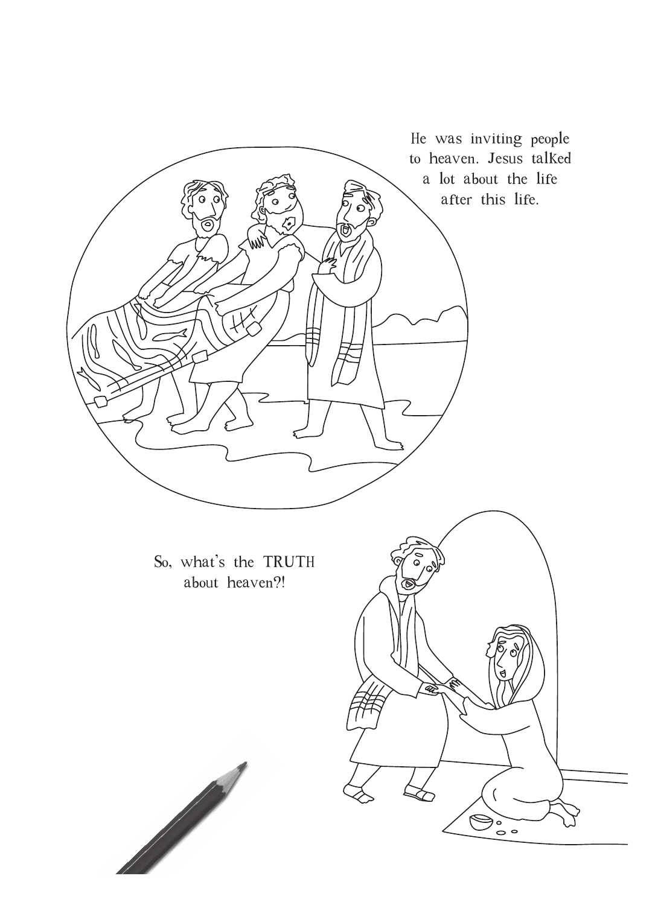He was inviting people to heaven. Jesus talked a lot about the life after this life.

So, what's the TRUTH about heaven?!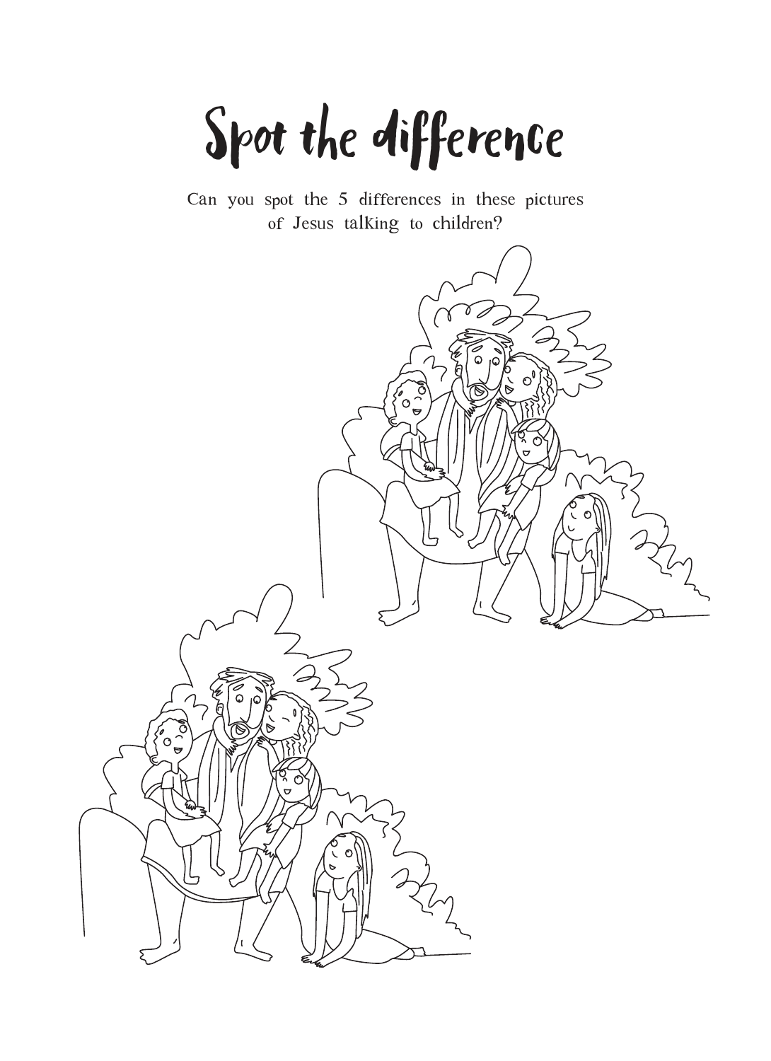# Spot the difference

Can you spot the 5 differences in these pictures of Jesus talking to children?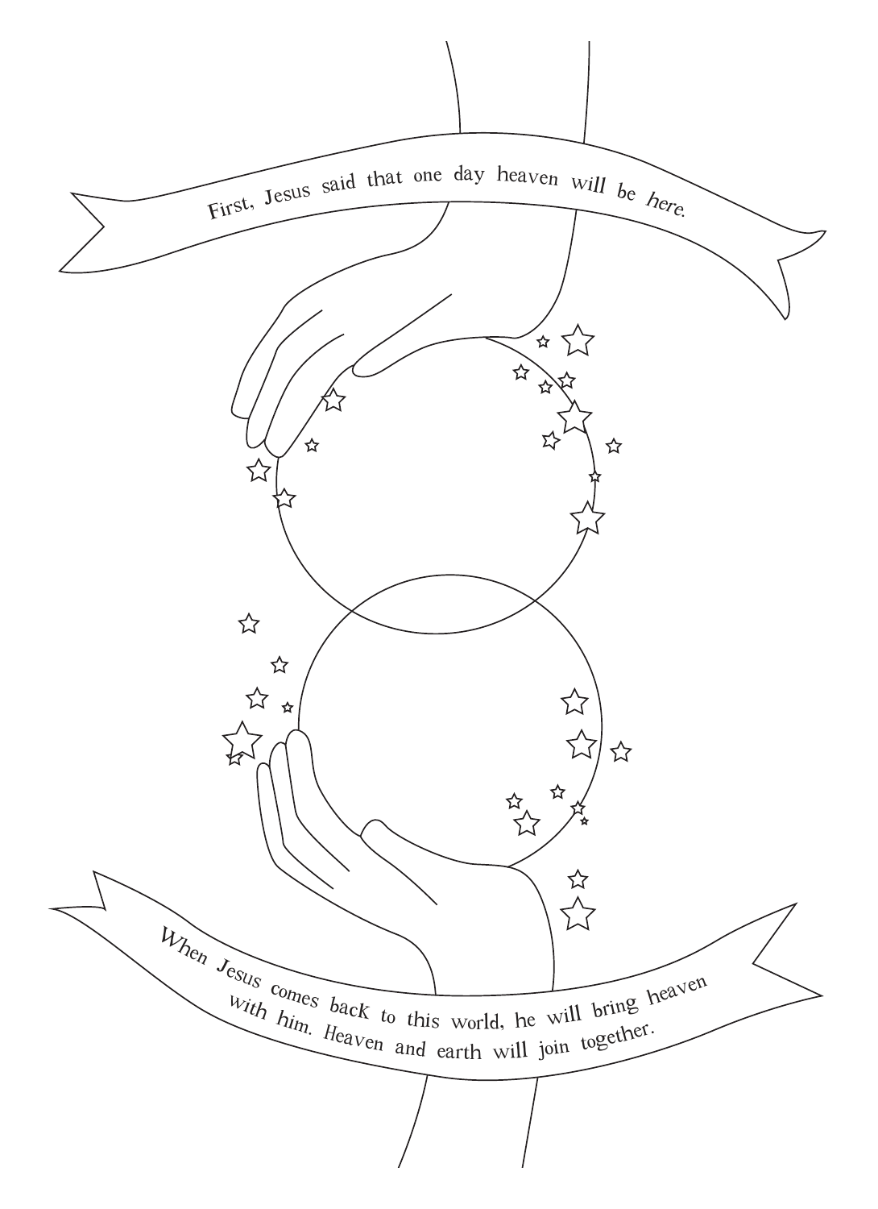First, Jesus said that one day heaven will be *here*.

When Jesus comes back to this world, he will bring heaven with him. Heaven and earth will join together.